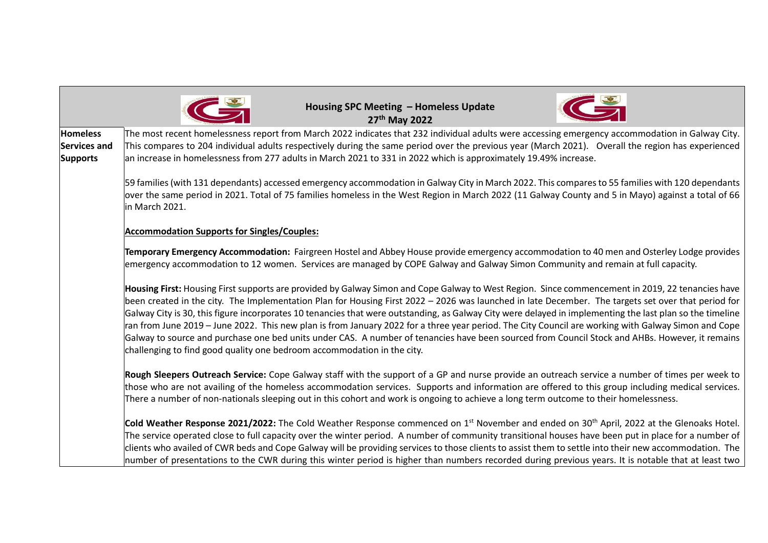# Housing SPC Meeting – Homeless Update
## 27th May 2022

| | |
|---|---|
| **Homeless Services and Supports** | The most recent homelessness report from March 2022 indicates that 232 individual adults were accessing emergency accommodation in Galway City. This compares to 204 individual adults respectively during the same period over the previous year (March 2021). Overall the region has experienced an increase in homelessness from 277 adults in March 2021 to 331 in 2022 which is approximately 19.49% increase.<br><br>59 families (with 131 dependants) accessed emergency accommodation in Galway City in March 2022. This compares to 55 families with 120 dependants over the same period in 2021. Total of 75 families homeless in the West Region in March 2022 (11 Galway County and 5 in Mayo) against a total of 66 in March 2021.<br><br>**Accommodation Supports for Singles/Couples:**<br><br>**Temporary Emergency Accommodation:** Fairgreen Hostel and Abbey House provide emergency accommodation to 40 men and Osterley Lodge provides emergency accommodation to 12 women. Services are managed by COPE Galway and Galway Simon Community and remain at full capacity.<br><br>**Housing First:** Housing First supports are provided by Galway Simon and Cope Galway to West Region. Since commencement in 2019, 22 tenancies have been created in the city. The Implementation Plan for Housing First 2022 – 2026 was launched in late December. The targets set over that period for Galway City is 30, this figure incorporates 10 tenancies that were outstanding, as Galway City were delayed in implementing the last plan so the timeline ran from June 2019 – June 2022. This new plan is from January 2022 for a three year period. The City Council are working with Galway Simon and Cope Galway to source and purchase one bed units under CAS. A number of tenancies have been sourced from Council Stock and AHBs. However, it remains challenging to find good quality one bedroom accommodation in the city.<br><br>**Rough Sleepers Outreach Service:** Cope Galway staff with the support of a GP and nurse provide an outreach service a number of times per week to those who are not availing of the homeless accommodation services. Supports and information are offered to this group including medical services. There a number of non-nationals sleeping out in this cohort and work is ongoing to achieve a long term outcome to their homelessness.<br><br>**Cold Weather Response 2021/2022:** The Cold Weather Response commenced on 1st November and ended on 30th April, 2022 at the Glenoaks Hotel. The service operated close to full capacity over the winter period. A number of community transitional houses have been put in place for a number of clients who availed of CWR beds and Cope Galway will be providing services to those clients to assist them to settle into their new accommodation. The number of presentations to the CWR during this winter period is higher than numbers recorded during previous years. It is notable that at least two |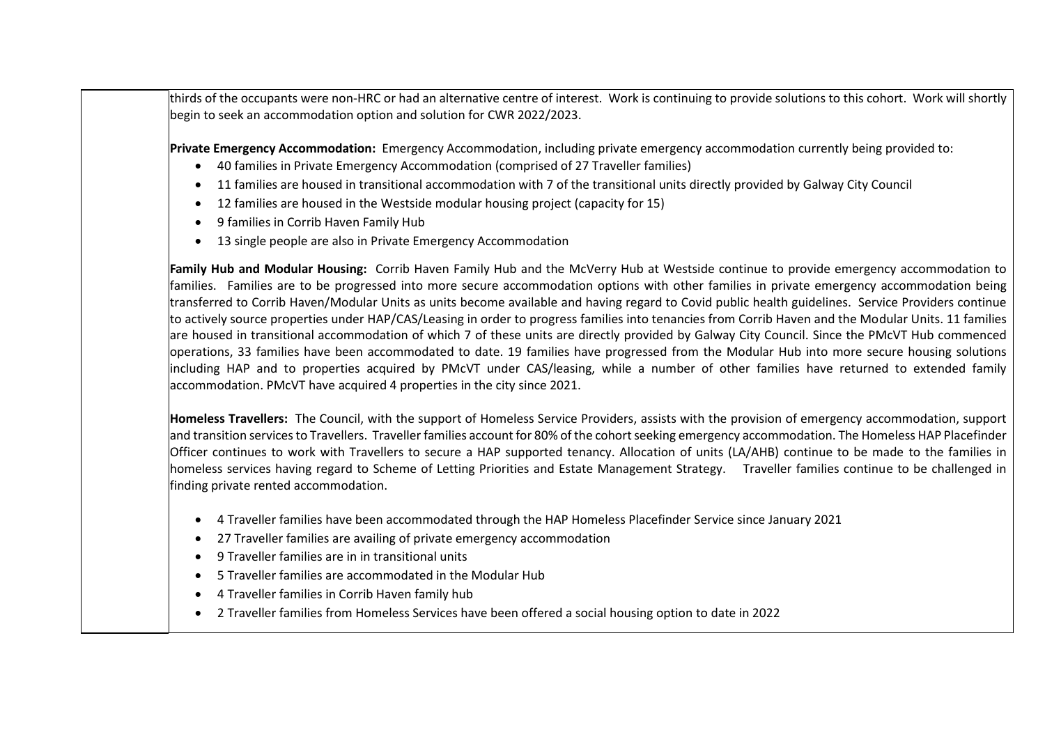thirds of the occupants were non-HRC or had an alternative centre of interest. Work is continuing to provide solutions to this cohort. Work will shortly begin to seek an accommodation option and solution for CWR 2022/2023.

**Private Emergency Accommodation:** Emergency Accommodation, including private emergency accommodation currently being provided to:

- 40 families in Private Emergency Accommodation (comprised of 27 Traveller families)
- 11 families are housed in transitional accommodation with 7 of the transitional units directly provided by Galway City Council
- 12 families are housed in the Westside modular housing project (capacity for 15)
- 9 families in Corrib Haven Family Hub
- 13 single people are also in Private Emergency Accommodation

**Family Hub and Modular Housing:** Corrib Haven Family Hub and the McVerry Hub at Westside continue to provide emergency accommodation to families. Families are to be progressed into more secure accommodation options with other families in private emergency accommodation being transferred to Corrib Haven/Modular Units as units become available and having regard to Covid public health guidelines. Service Providers continue to actively source properties under HAP/CAS/Leasing in order to progress families into tenancies from Corrib Haven and the Modular Units. 11 families are housed in transitional accommodation of which 7 of these units are directly provided by Galway City Council. Since the PMcVT Hub commenced operations, 33 families have been accommodated to date. 19 families have progressed from the Modular Hub into more secure housing solutions including HAP and to properties acquired by PMcVT under CAS/leasing, while a number of other families have returned to extended family accommodation. PMcVT have acquired 4 properties in the city since 2021.

**Homeless Travellers:** The Council, with the support of Homeless Service Providers, assists with the provision of emergency accommodation, support and transition services to Travellers. Traveller families account for 80% of the cohort seeking emergency accommodation. The Homeless HAP Placefinder Officer continues to work with Travellers to secure a HAP supported tenancy. Allocation of units (LA/AHB) continue to be made to the families in homeless services having regard to Scheme of Letting Priorities and Estate Management Strategy. Traveller families continue to be challenged in finding private rented accommodation.

- 4 Traveller families have been accommodated through the HAP Homeless Placefinder Service since January 2021
- 27 Traveller families are availing of private emergency accommodation
- 9 Traveller families are in in transitional units
- 5 Traveller families are accommodated in the Modular Hub
- 4 Traveller families in Corrib Haven family hub
- 2 Traveller families from Homeless Services have been offered a social housing option to date in 2022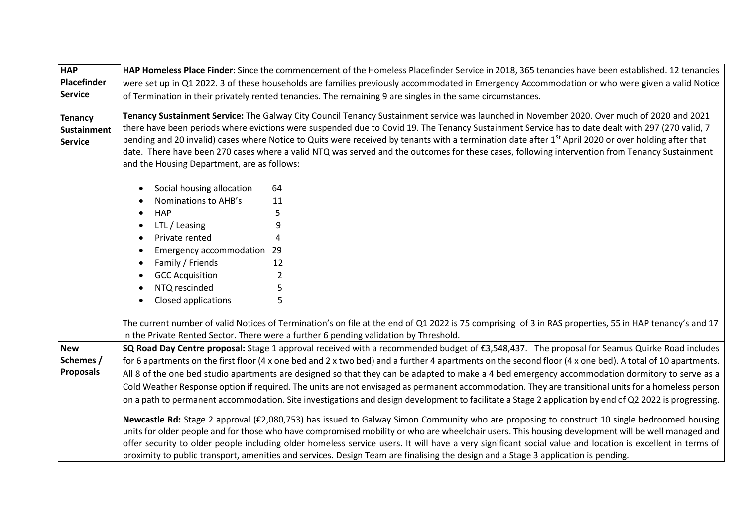| | |
|---|---|
| **HAP Placefinder Service**<br><br>**Tenancy Sustainment Service** | **HAP Homeless Place Finder:** Since the commencement of the Homeless Placefinder Service in 2018, 365 tenancies have been established. 12 tenancies were set up in Q1 2022. 3 of these households are families previously accommodated in Emergency Accommodation or who were given a valid Notice of Termination in their privately rented tenancies. The remaining 9 are singles in the same circumstances.<br><br>**Tenancy Sustainment Service:** The Galway City Council Tenancy Sustainment service was launched in November 2020. Over much of 2020 and 2021 there have been periods where evictions were suspended due to Covid 19. The Tenancy Sustainment Service has to date dealt with 297 (270 valid, 7 pending and 20 invalid) cases where Notice to Quits were received by tenants with a termination date after 1st April 2020 or over holding after that date. There have been 270 cases where a valid NTQ was served and the outcomes for these cases, following intervention from Tenancy Sustainment and the Housing Department, are as follows:<br><br>• Social housing allocation 64<br>• Nominations to AHB's 11<br>• HAP 5<br>• LTL / Leasing 9<br>• Private rented 4<br>• Emergency accommodation 29<br>• Family / Friends 12<br>• GCC Acquisition 2<br>• NTQ rescinded 5<br>• Closed applications 5<br><br>The current number of valid Notices of Termination's on file at the end of Q1 2022 is 75 comprising of 3 in RAS properties, 55 in HAP tenancy's and 17 in the Private Rented Sector. There were a further 6 pending validation by Threshold. |
| **New Schemes / Proposals** | **SQ Road Day Centre proposal:** Stage 1 approval received with a recommended budget of €3,548,437. The proposal for Seamus Quirke Road includes for 6 apartments on the first floor (4 x one bed and 2 x two bed) and a further 4 apartments on the second floor (4 x one bed). A total of 10 apartments. All 8 of the one bed studio apartments are designed so that they can be adapted to make a 4 bed emergency accommodation dormitory to serve as a Cold Weather Response option if required. The units are not envisaged as permanent accommodation. They are transitional units for a homeless person on a path to permanent accommodation. Site investigations and design development to facilitate a Stage 2 application by end of Q2 2022 is progressing.<br><br>**Newcastle Rd:** Stage 2 approval (€2,080,753) has issued to Galway Simon Community who are proposing to construct 10 single bedroomed housing units for older people and for those who have compromised mobility or who are wheelchair users. This housing development will be well managed and offer security to older people including older homeless service users. It will have a very significant social value and location is excellent in terms of proximity to public transport, amenities and services. Design Team are finalising the design and a Stage 3 application is pending. |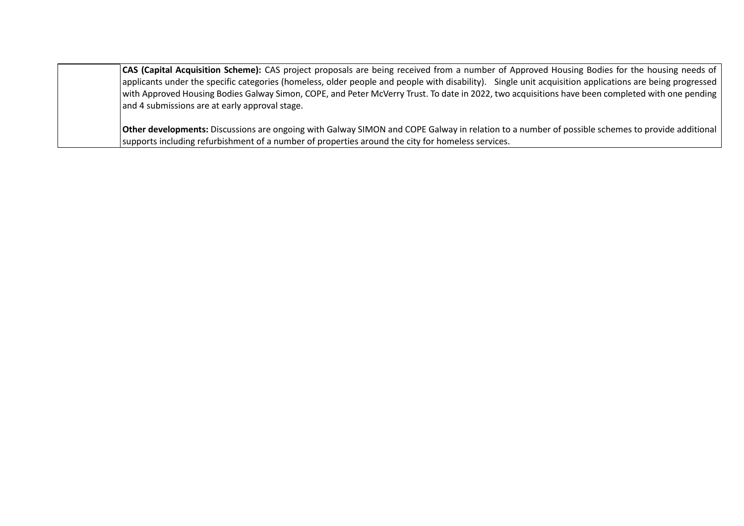| | |
|---|---|
| | **CAS (Capital Acquisition Scheme):** CAS project proposals are being received from a number of Approved Housing Bodies for the housing needs of applicants under the specific categories (homeless, older people and people with disability). Single unit acquisition applications are being progressed with Approved Housing Bodies Galway Simon, COPE, and Peter McVerry Trust. To date in 2022, two acquisitions have been completed with one pending and 4 submissions are at early approval stage.<br><br>**Other developments:** Discussions are ongoing with Galway SIMON and COPE Galway in relation to a number of possible schemes to provide additional supports including refurbishment of a number of properties around the city for homeless services. |